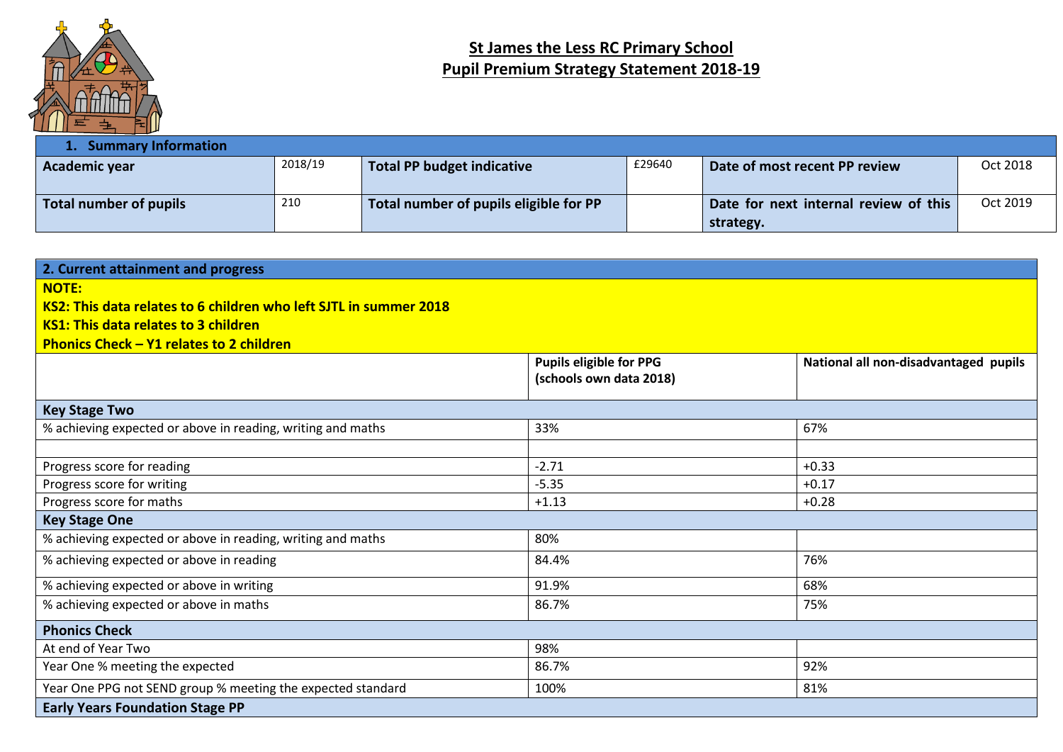# St James the Less RC Primary School
## Pupil Premium Strategy Statement 2018-19

| 1. Summary Information | | | | | |
|---|---|---|---|---|---|
| **Academic year** | 2018/19 | **Total PP budget indicative** | £29640 | **Date of most recent PP review** | Oct 2018 |
| **Total number of pupils** | 210 | **Total number of pupils eligible for PP** | | **Date for next internal review of this strategy.** | Oct 2019 |

| 2. Current attainment and progress | | |
|---|---|---|
| **NOTE:**<br>**KS2: This data relates to 6 children who left SJTL in summer 2018**<br>**KS1: This data relates to 3 children**<br>**Phonics Check – Y1 relates to 2 children** | | |
| | **Pupils eligible for PPG (schools own data 2018)** | **National all non-disadvantaged pupils** |
| **Key Stage Two** | | |
| % achieving expected or above in reading, writing and maths | 33% | 67% |
| | | |
| Progress score for reading | -2.71 | +0.33 |
| Progress score for writing | -5.35 | +0.17 |
| Progress score for maths | +1.13 | +0.28 |
| **Key Stage One** | | |
| % achieving expected or above in reading, writing and maths | 80% | |
| % achieving expected or above in reading | 84.4% | 76% |
| % achieving expected or above in writing | 91.9% | 68% |
| % achieving expected or above in maths | 86.7% | 75% |
| **Phonics Check** | | |
| At end of Year Two | 98% | |
| Year One % meeting the expected | 86.7% | 92% |
| Year One PPG not SEND group % meeting the expected standard | 100% | 81% |
| **Early Years Foundation Stage PP** | | |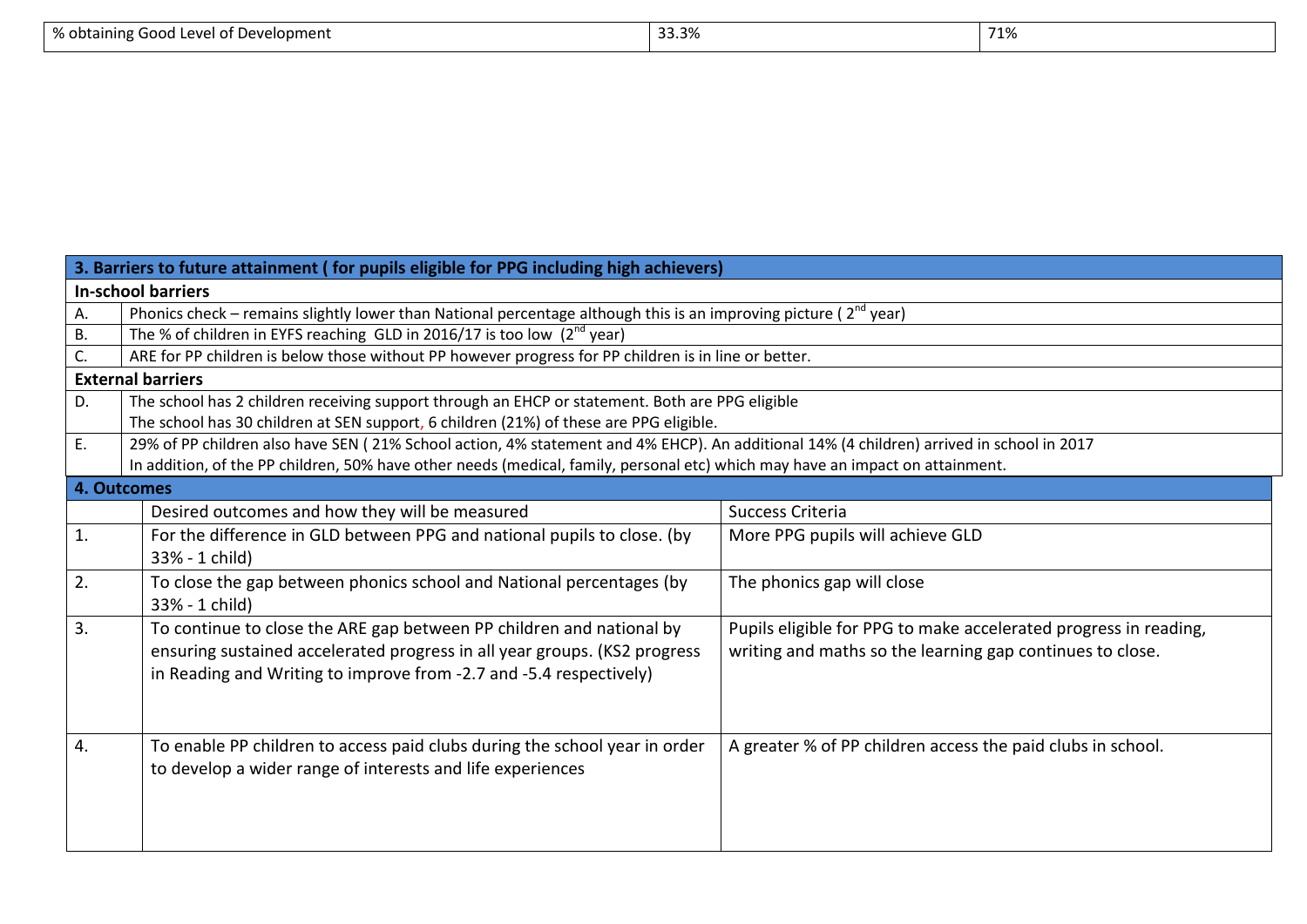| % obtaining Good Level of Development | 33.3% | 71% |
|---|---|---|

| 3. Barriers to future attainment ( for pupils eligible for PPG including high achievers) | |
|---|---|
| **In-school barriers** | |
| A. | Phonics check – remains slightly lower than National percentage although this is an improving picture ( 2nd year) |
| B. | The % of children in EYFS reaching GLD in 2016/17 is too low (2nd year) |
| C. | ARE for PP children is below those without PP however progress for PP children is in line or better. |
| **External barriers** | |
| D. | The school has 2 children receiving support through an EHCP or statement. Both are PPG eligible<br>The school has 30 children at SEN support, 6 children (21%) of these are PPG eligible. |
| E. | 29% of PP children also have SEN ( 21% School action, 4% statement and 4% EHCP). An additional 14% (4 children) arrived in school in 2017<br>In addition, of the PP children, 50% have other needs (medical, family, personal etc) which may have an impact on attainment. |

| 4. Outcomes | | |
|---|---|---|
| | Desired outcomes and how they will be measured | Success Criteria |
| 1. | For the difference in GLD between PPG and national pupils to close. (by 33% - 1 child) | More PPG pupils will achieve GLD |
| 2. | To close the gap between phonics school and National percentages (by 33% - 1 child) | The phonics gap will close |
| 3. | To continue to close the ARE gap between PP children and national by ensuring sustained accelerated progress in all year groups. (KS2 progress in Reading and Writing to improve from -2.7 and -5.4 respectively) | Pupils eligible for PPG to make accelerated progress in reading, writing and maths so the learning gap continues to close. |
| 4. | To enable PP children to access paid clubs during the school year in order to develop a wider range of interests and life experiences | A greater % of PP children access the paid clubs in school. |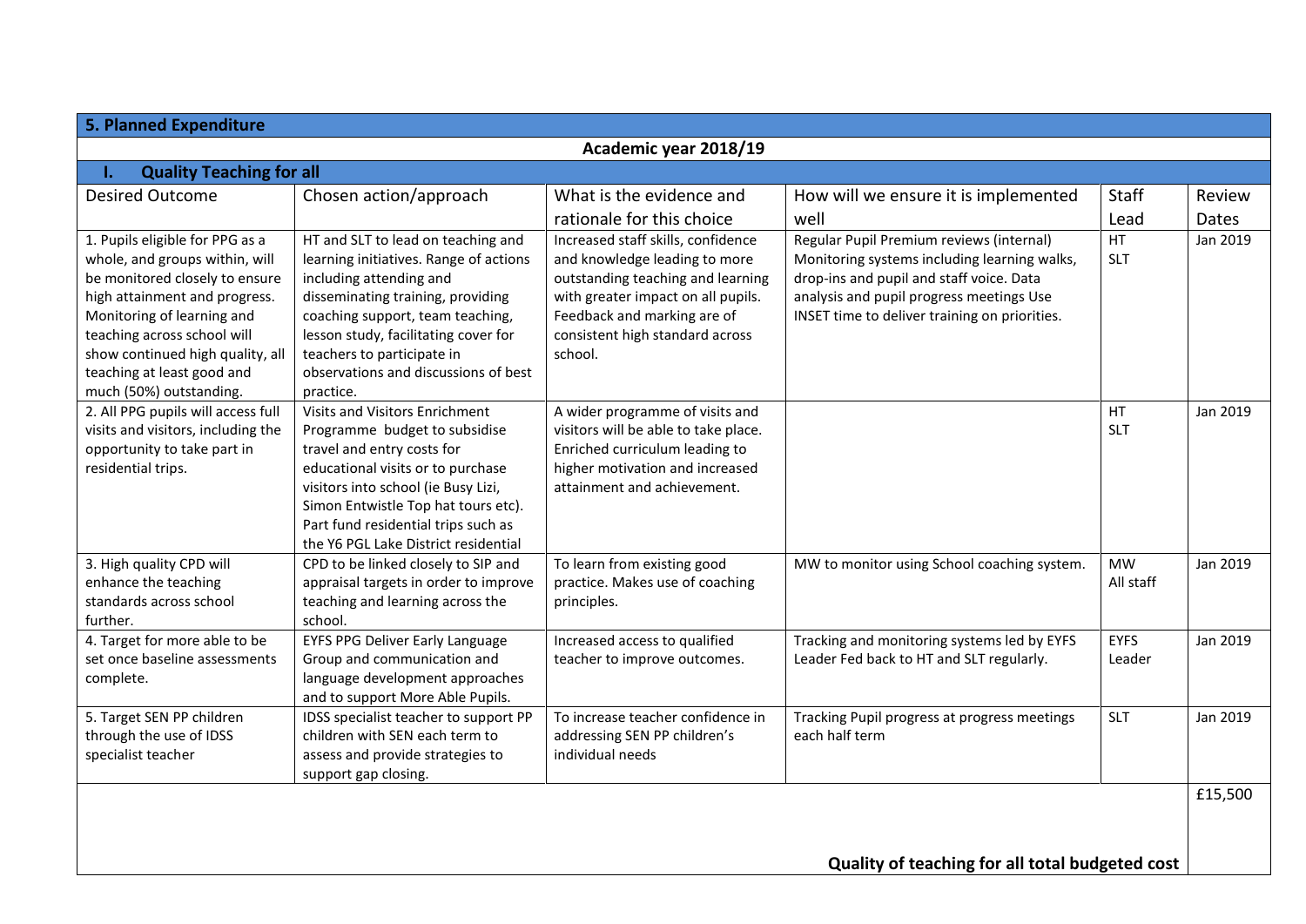## 5. Planned Expenditure

**Academic year 2018/19**

### I. Quality Teaching for all

| Desired Outcome | Chosen action/approach | What is the evidence and rationale for this choice | How will we ensure it is implemented well | Staff Lead | Review Dates |
|---|---|---|---|---|---|
| 1. Pupils eligible for PPG as a whole, and groups within, will be monitored closely to ensure high attainment and progress. Monitoring of learning and teaching across school will show continued high quality, all teaching at least good and much (50%) outstanding. | HT and SLT to lead on teaching and learning initiatives. Range of actions including attending and disseminating training, providing coaching support, team teaching, lesson study, facilitating cover for teachers to participate in observations and discussions of best practice. | Increased staff skills, confidence and knowledge leading to more outstanding teaching and learning with greater impact on all pupils. Feedback and marking are of consistent high standard across school. | Regular Pupil Premium reviews (internal) Monitoring systems including learning walks, drop-ins and pupil and staff voice. Data analysis and pupil progress meetings Use INSET time to deliver training on priorities. | HT SLT | Jan 2019 |
| 2. All PPG pupils will access full visits and visitors, including the opportunity to take part in residential trips. | Visits and Visitors Enrichment Programme budget to subsidise travel and entry costs for educational visits or to purchase visitors into school (ie Busy Lizi, Simon Entwistle Top hat tours etc). Part fund residential trips such as the Y6 PGL Lake District residential | A wider programme of visits and visitors will be able to take place. Enriched curriculum leading to higher motivation and increased attainment and achievement. | | HT SLT | Jan 2019 |
| 3. High quality CPD will enhance the teaching standards across school further. | CPD to be linked closely to SIP and appraisal targets in order to improve teaching and learning across the school. | To learn from existing good practice. Makes use of coaching principles. | MW to monitor using School coaching system. | MW All staff | Jan 2019 |
| 4. Target for more able to be set once baseline assessments complete. | EYFS PPG Deliver Early Language Group and communication and language development approaches and to support More Able Pupils. | Increased access to qualified teacher to improve outcomes. | Tracking and monitoring systems led by EYFS Leader Fed back to HT and SLT regularly. | EYFS Leader | Jan 2019 |
| 5. Target SEN PP children through the use of IDSS specialist teacher | IDSS specialist teacher to support PP children with SEN each term to assess and provide strategies to support gap closing. | To increase teacher confidence in addressing SEN PP children's individual needs | Tracking Pupil progress at progress meetings each half term | SLT | Jan 2019 |
| | | | | **Quality of teaching for all total budgeted cost** | £15,500 |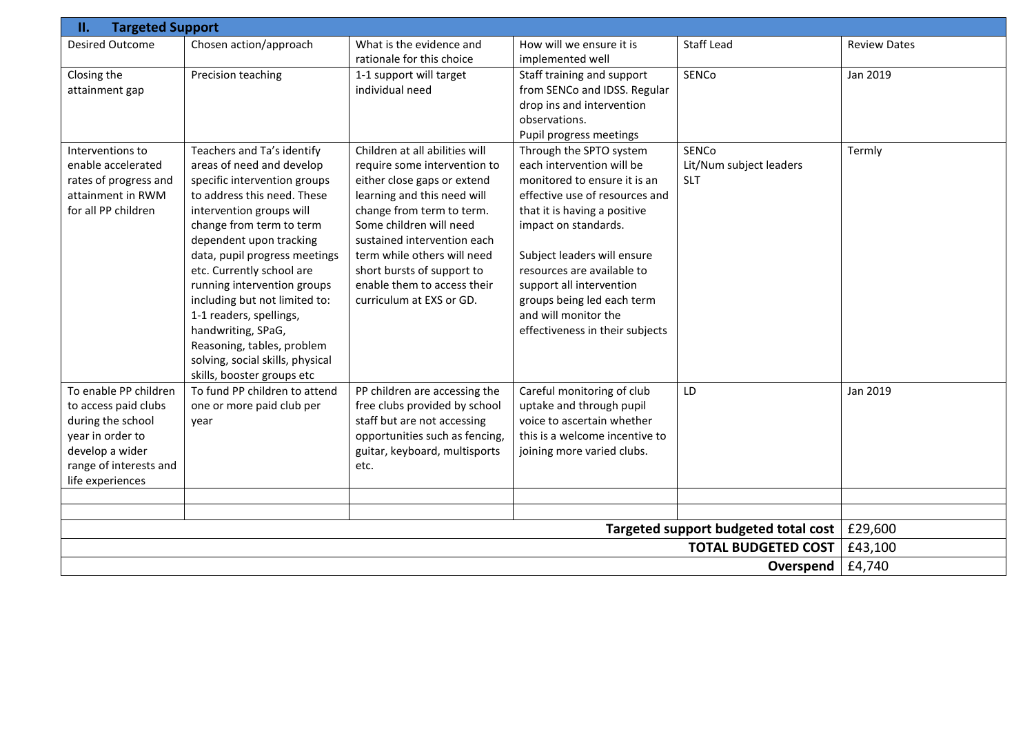| II. Targeted Support | | | | | |
|---|---|---|---|---|---|
| Desired Outcome | Chosen action/approach | What is the evidence and rationale for this choice | How will we ensure it is implemented well | Staff Lead | Review Dates |
| Closing the attainment gap | Precision teaching | 1-1 support will target individual need | Staff training and support from SENCo and IDSS. Regular drop ins and intervention observations. Pupil progress meetings | SENCo | Jan 2019 |
| Interventions to enable accelerated rates of progress and attainment in RWM for all PP children | Teachers and Ta's identify areas of need and develop specific intervention groups to address this need. These intervention groups will change from term to term dependent upon tracking data, pupil progress meetings etc. Currently school are running intervention groups including but not limited to: 1-1 readers, spellings, handwriting, SPaG, Reasoning, tables, problem solving, social skills, physical skills, booster groups etc | Children at all abilities will require some intervention to either close gaps or extend learning and this need will change from term to term. Some children will need sustained intervention each term while others will need short bursts of support to enable them to access their curriculum at EXS or GD. | Through the SPTO system each intervention will be monitored to ensure it is an effective use of resources and that it is having a positive impact on standards. Subject leaders will ensure resources are available to support all intervention groups being led each term and will monitor the effectiveness in their subjects | SENCo Lit/Num subject leaders SLT | Termly |
| To enable PP children to access paid clubs during the school year in order to develop a wider range of interests and life experiences | To fund PP children to attend one or more paid club per year | PP children are accessing the free clubs provided by school staff but are not accessing opportunities such as fencing, guitar, keyboard, multisports etc. | Careful monitoring of club uptake and through pupil voice to ascertain whether this is a welcome incentive to joining more varied clubs. | LD | Jan 2019 |
| | | | | | |
| | | | | | |
| | | | | **Targeted support budgeted total cost** | £29,600 |
| | | | | **TOTAL BUDGETED COST** | £43,100 |
| | | | | **Overspend** | £4,740 |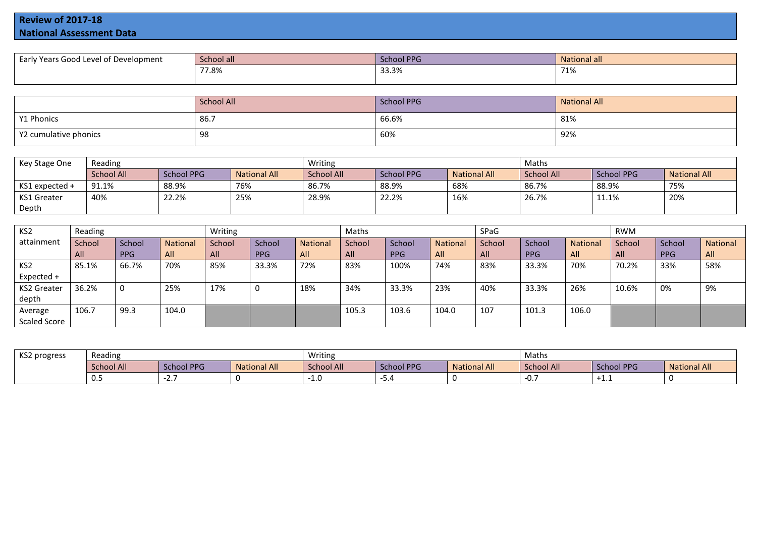## Review of 2017-18
## National Assessment Data

| Early Years Good Level of Development | School all | School PPG | National all |
|---|---|---|---|
| | 77.8% | 33.3% | 71% |

| | School All | School PPG | National All |
|---|---|---|---|
| Y1 Phonics | 86.7 | 66.6% | 81% |
| Y2 cumulative phonics | 98 | 60% | 92% |

| Key Stage One | Reading | | | Writing | | | Maths | | |
|---|---|---|---|---|---|---|---|---|---|
| | School All | School PPG | National All | School All | School PPG | National All | School All | School PPG | National All |
| KS1 expected + | 91.1% | 88.9% | 76% | 86.7% | 88.9% | 68% | 86.7% | 88.9% | 75% |
| KS1 Greater Depth | 40% | 22.2% | 25% | 28.9% | 22.2% | 16% | 26.7% | 11.1% | 20% |

| KS2 attainment | Reading | | | Writing | | | Maths | | | SPaG | | | RWM | | |
|---|---|---|---|---|---|---|---|---|---|---|---|---|---|---|---|
| | School All | School PPG | National All | School All | School PPG | National All | School All | School PPG | National All | School All | School PPG | National All | School All | School PPG | National All |
| KS2 Expected + | 85.1% | 66.7% | 70% | 85% | 33.3% | 72% | 83% | 100% | 74% | 83% | 33.3% | 70% | 70.2% | 33% | 58% |
| KS2 Greater depth | 36.2% | 0 | 25% | 17% | 0 | 18% | 34% | 33.3% | 23% | 40% | 33.3% | 26% | 10.6% | 0% | 9% |
| Average Scaled Score | 106.7 | 99.3 | 104.0 | | | | 105.3 | 103.6 | 104.0 | 107 | 101.3 | 106.0 | | | |

| KS2 progress | Reading | | | Writing | | | Maths | | |
|---|---|---|---|---|---|---|---|---|---|
| | School All | School PPG | National All | School All | School PPG | National All | School All | School PPG | National All |
| | 0.5 | -2.7 | 0 | -1.0 | -5.4 | 0 | -0.7 | +1.1 | 0 |